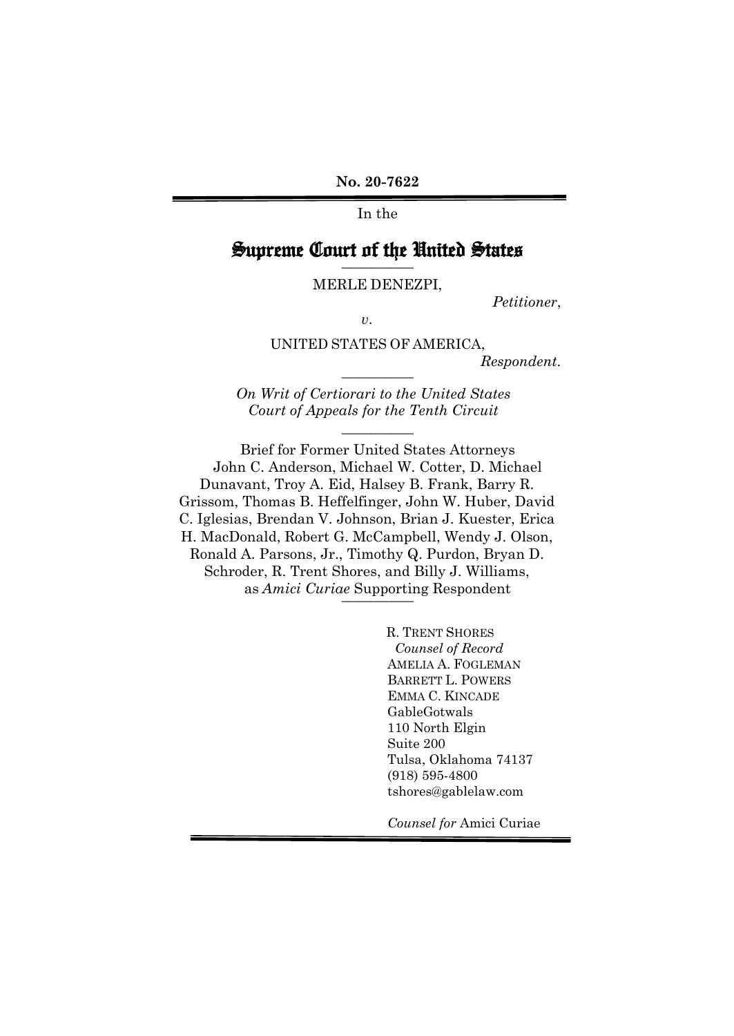**No. 20-7622**

In the

# Supreme Court of the United States

MERLE DENEZPI,

*Petitioner*,

*v.*

UNITED STATES OF AMERICA,

*Respondent*.

*On Writ of Certiorari to the United States Court of Appeals for the Tenth Circuit*

Brief for Former United States Attorneys John C. Anderson, Michael W. Cotter, D. Michael Dunavant, Troy A. Eid, Halsey B. Frank, Barry R. Grissom, Thomas B. Heffelfinger, John W. Huber, David C. Iglesias, Brendan V. Johnson, Brian J. Kuester, Erica H. MacDonald, Robert G. McCampbell, Wendy J. Olson, Ronald A. Parsons, Jr., Timothy Q. Purdon, Bryan D. Schroder, R. Trent Shores, and Billy J. Williams, as *Amici Curiae* Supporting Respondent

R. TRENT SHORES
*Counsel of Record*
AMELIA A. FOGLEMAN
BARRETT L. POWERS
EMMA C. KINCADE
GableGotwals
110 North Elgin
Suite 200
Tulsa, Oklahoma 74137
(918) 595-4800
tshores@gablelaw.com

*Counsel for* Amici Curiae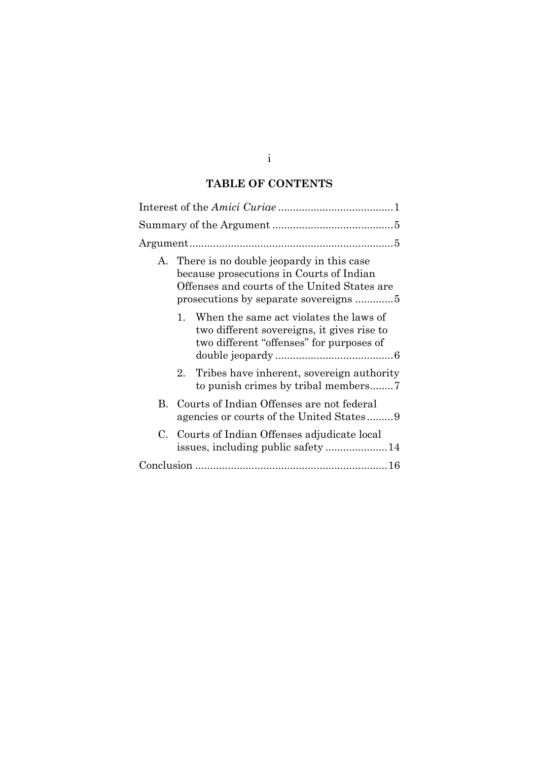## TABLE OF CONTENTS

Interest of the *Amici Curiae* .......................................1

Summary of the Argument .........................................5

Argument.....................................................................5

- A. There is no double jeopardy in this case because prosecutions in Courts of Indian Offenses and courts of the United States are prosecutions by separate sovereigns .............5
  1. When the same act violates the laws of two different sovereigns, it gives rise to two different "offenses" for purposes of double jeopardy ........................................6
  2. Tribes have inherent, sovereign authority to punish crimes by tribal members........7
- B. Courts of Indian Offenses are not federal agencies or courts of the United States.........9
- C. Courts of Indian Offenses adjudicate local issues, including public safety .....................14

Conclusion .................................................................16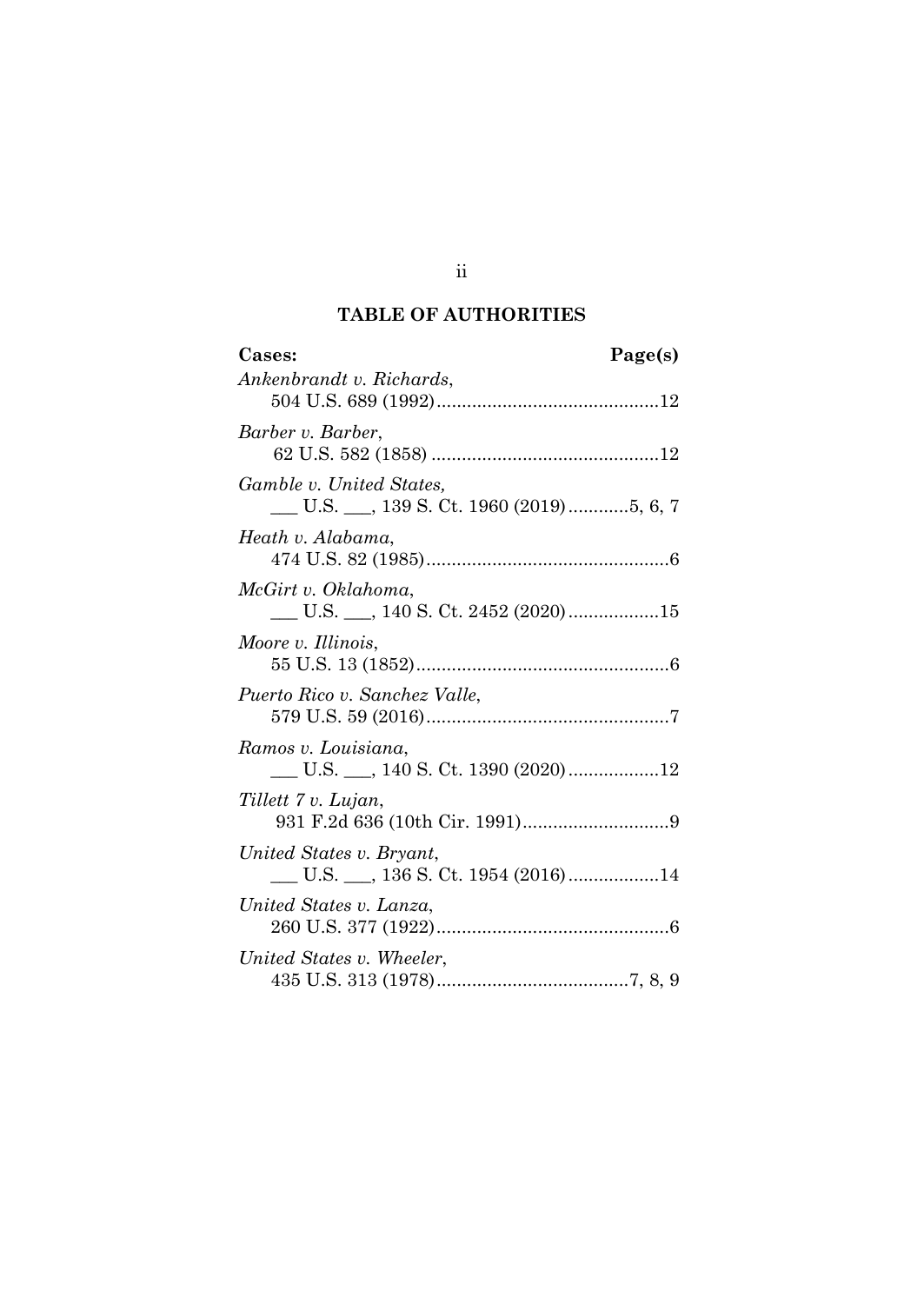## TABLE OF AUTHORITIES

**Cases:** **Page(s)**

*Ankenbrandt v. Richards*,
504 U.S. 689 (1992) ............................................12

*Barber v. Barber*,
62 U.S. 582 (1858) .............................................12

*Gamble v. United States,*
___ U.S. ___, 139 S. Ct. 1960 (2019) ............5, 6, 7

*Heath v. Alabama*,
474 U.S. 82 (1985) ................................................6

*McGirt v. Oklahoma*,
___ U.S. ___, 140 S. Ct. 2452 (2020) ..................15

*Moore v. Illinois*,
55 U.S. 13 (1852) ..................................................6

*Puerto Rico v. Sanchez Valle*,
579 U.S. 59 (2016) ................................................7

*Ramos v. Louisiana*,
___ U.S. ___, 140 S. Ct. 1390 (2020) ..................12

*Tillett 7 v. Lujan*,
931 F.2d 636 (10th Cir. 1991) .............................9

*United States v. Bryant*,
___ U.S. ___, 136 S. Ct. 1954 (2016) ..................14

*United States v. Lanza*,
260 U.S. 377 (1922) ..............................................6

*United States v. Wheeler*,
435 U.S. 313 (1978) ......................................7, 8, 9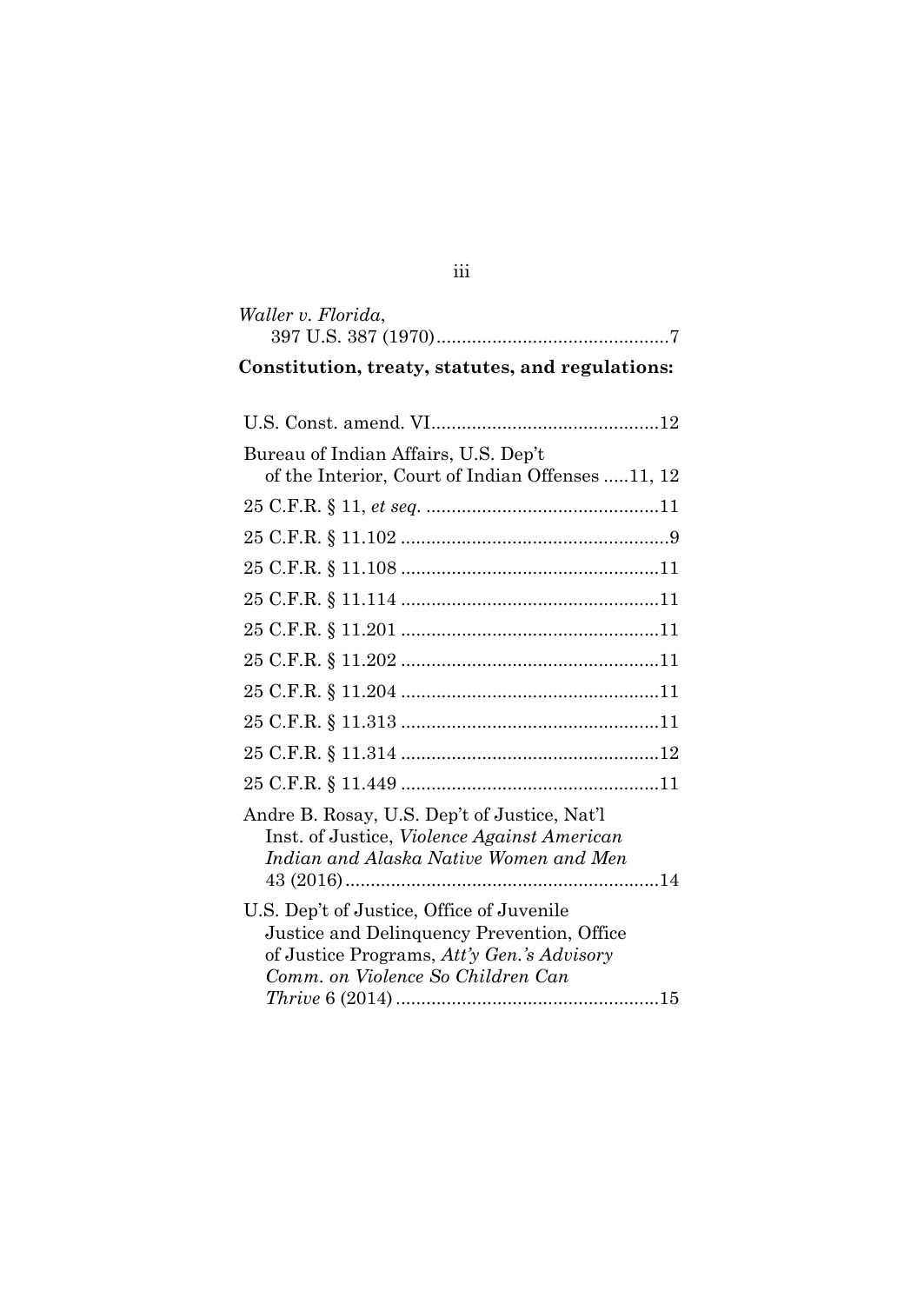*Waller v. Florida*,
397 U.S. 387 (1970) .............................................7

**Constitution, treaty, statutes, and regulations:**

U.S. Const. amend. VI.............................................12

Bureau of Indian Affairs, U.S. Dep't of the Interior, Court of Indian Offenses .....11, 12

25 C.F.R. § 11, *et seq.* ..............................................11

25 C.F.R. § 11.102 .....................................................9

25 C.F.R. § 11.108 ...................................................11

25 C.F.R. § 11.114 ...................................................11

25 C.F.R. § 11.201 ...................................................11

25 C.F.R. § 11.202 ...................................................11

25 C.F.R. § 11.204 ...................................................11

25 C.F.R. § 11.313 ...................................................11

25 C.F.R. § 11.314 ...................................................12

25 C.F.R. § 11.449 ...................................................11

Andre B. Rosay, U.S. Dep't of Justice, Nat'l Inst. of Justice, *Violence Against American Indian and Alaska Native Women and Men* 43 (2016)..............................................................14

U.S. Dep't of Justice, Office of Juvenile Justice and Delinquency Prevention, Office of Justice Programs, *Att'y Gen.'s Advisory Comm. on Violence So Children Can Thrive* 6 (2014) ....................................................15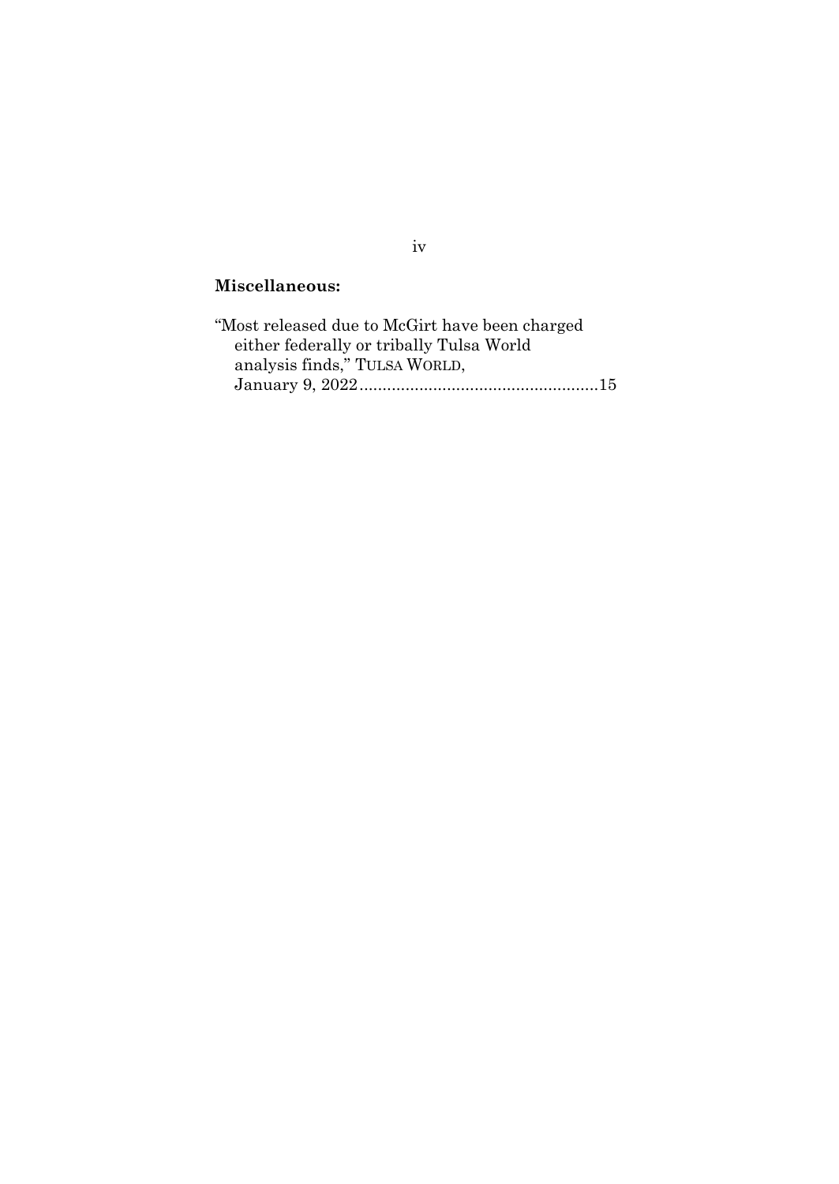**Miscellaneous:**

"Most released due to McGirt have been charged either federally or tribally Tulsa World analysis finds," TULSA WORLD, January 9, 2022....................................................15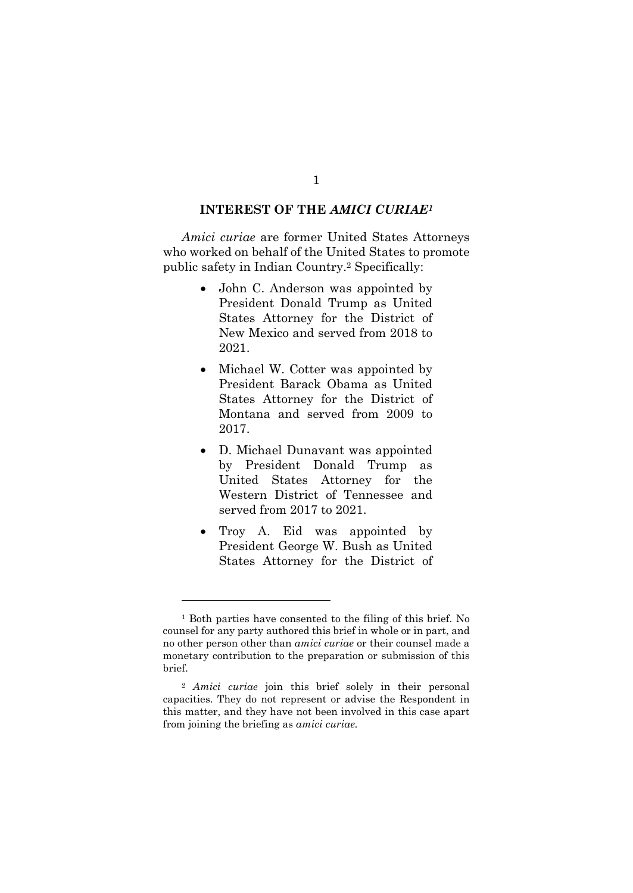## INTEREST OF THE *AMICI CURIAE*[1]

*Amici curiae* are former United States Attorneys who worked on behalf of the United States to promote public safety in Indian Country.[2] Specifically:

- John C. Anderson was appointed by President Donald Trump as United States Attorney for the District of New Mexico and served from 2018 to 2021.
- Michael W. Cotter was appointed by President Barack Obama as United States Attorney for the District of Montana and served from 2009 to 2017.
- D. Michael Dunavant was appointed by President Donald Trump as United States Attorney for the Western District of Tennessee and served from 2017 to 2021.
- Troy A. Eid was appointed by President George W. Bush as United States Attorney for the District of

---

[1] Both parties have consented to the filing of this brief. No counsel for any party authored this brief in whole or in part, and no other person other than *amici curiae* or their counsel made a monetary contribution to the preparation or submission of this brief.

[2] *Amici curiae* join this brief solely in their personal capacities. They do not represent or advise the Respondent in this matter, and they have not been involved in this case apart from joining the briefing as *amici curiae.*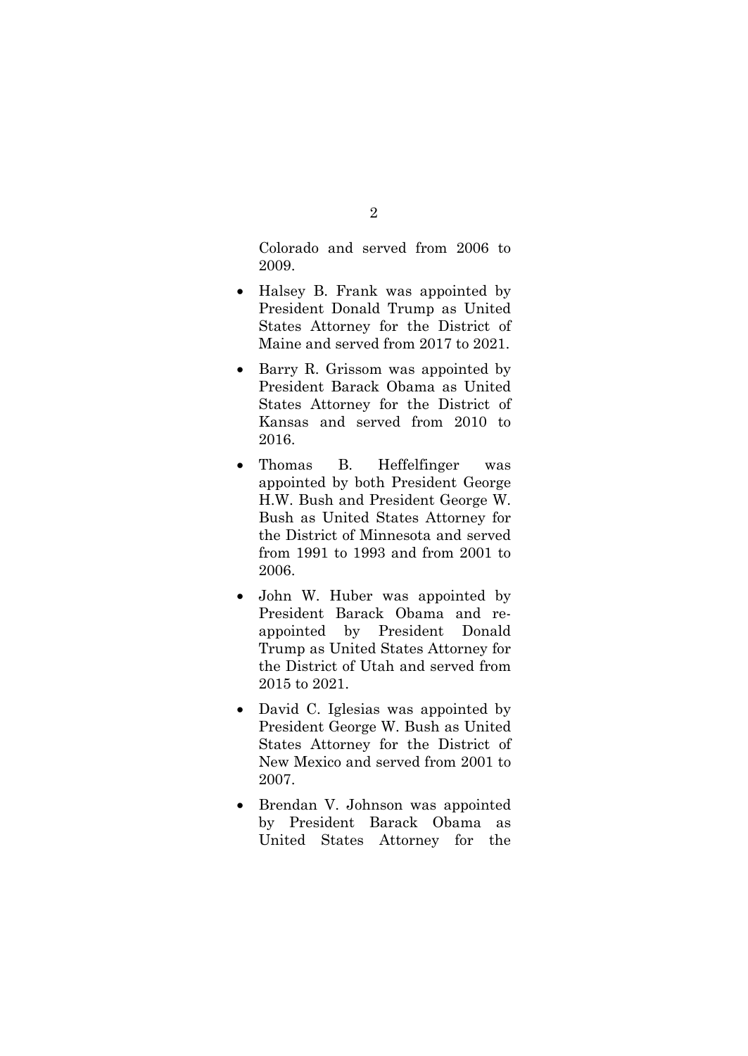Colorado and served from 2006 to 2009.

- Halsey B. Frank was appointed by President Donald Trump as United States Attorney for the District of Maine and served from 2017 to 2021.
- Barry R. Grissom was appointed by President Barack Obama as United States Attorney for the District of Kansas and served from 2010 to 2016.
- Thomas B. Heffelfinger was appointed by both President George H.W. Bush and President George W. Bush as United States Attorney for the District of Minnesota and served from 1991 to 1993 and from 2001 to 2006.
- John W. Huber was appointed by President Barack Obama and re-appointed by President Donald Trump as United States Attorney for the District of Utah and served from 2015 to 2021.
- David C. Iglesias was appointed by President George W. Bush as United States Attorney for the District of New Mexico and served from 2001 to 2007.
- Brendan V. Johnson was appointed by President Barack Obama as United States Attorney for the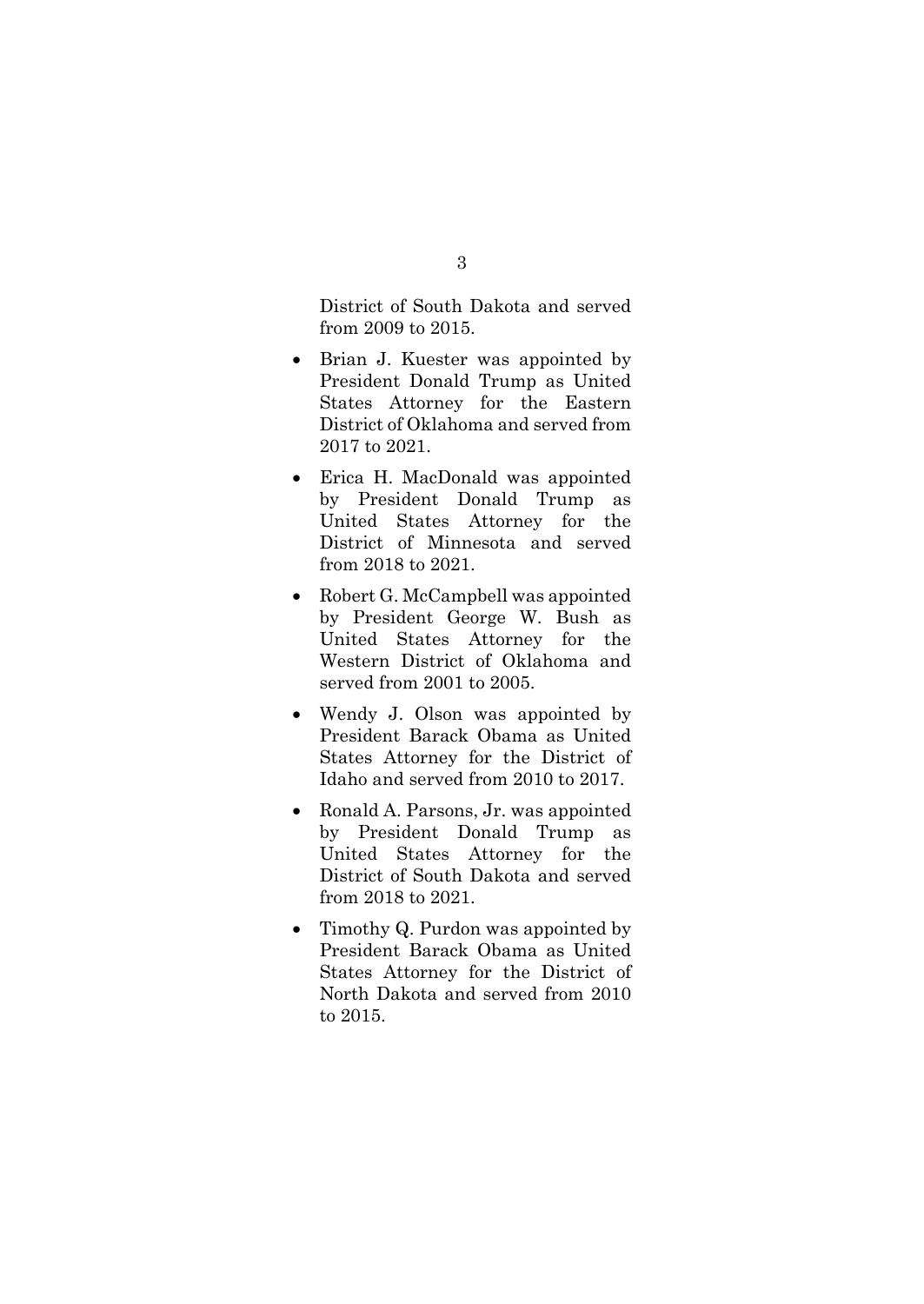District of South Dakota and served from 2009 to 2015.

- Brian J. Kuester was appointed by President Donald Trump as United States Attorney for the Eastern District of Oklahoma and served from 2017 to 2021.

- Erica H. MacDonald was appointed by President Donald Trump as United States Attorney for the District of Minnesota and served from 2018 to 2021.

- Robert G. McCampbell was appointed by President George W. Bush as United States Attorney for the Western District of Oklahoma and served from 2001 to 2005.

- Wendy J. Olson was appointed by President Barack Obama as United States Attorney for the District of Idaho and served from 2010 to 2017.

- Ronald A. Parsons, Jr. was appointed by President Donald Trump as United States Attorney for the District of South Dakota and served from 2018 to 2021.

- Timothy Q. Purdon was appointed by President Barack Obama as United States Attorney for the District of North Dakota and served from 2010 to 2015.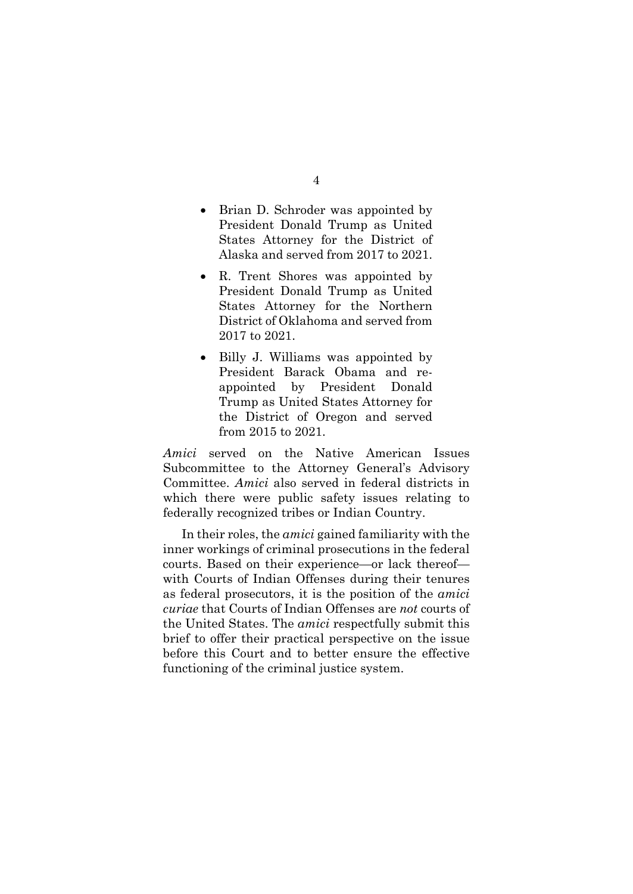- Brian D. Schroder was appointed by President Donald Trump as United States Attorney for the District of Alaska and served from 2017 to 2021.
- R. Trent Shores was appointed by President Donald Trump as United States Attorney for the Northern District of Oklahoma and served from 2017 to 2021.
- Billy J. Williams was appointed by President Barack Obama and re-appointed by President Donald Trump as United States Attorney for the District of Oregon and served from 2015 to 2021.

*Amici* served on the Native American Issues Subcommittee to the Attorney General's Advisory Committee. *Amici* also served in federal districts in which there were public safety issues relating to federally recognized tribes or Indian Country.

In their roles, the *amici* gained familiarity with the inner workings of criminal prosecutions in the federal courts. Based on their experience—or lack thereof—with Courts of Indian Offenses during their tenures as federal prosecutors, it is the position of the *amici curiae* that Courts of Indian Offenses are *not* courts of the United States. The *amici* respectfully submit this brief to offer their practical perspective on the issue before this Court and to better ensure the effective functioning of the criminal justice system.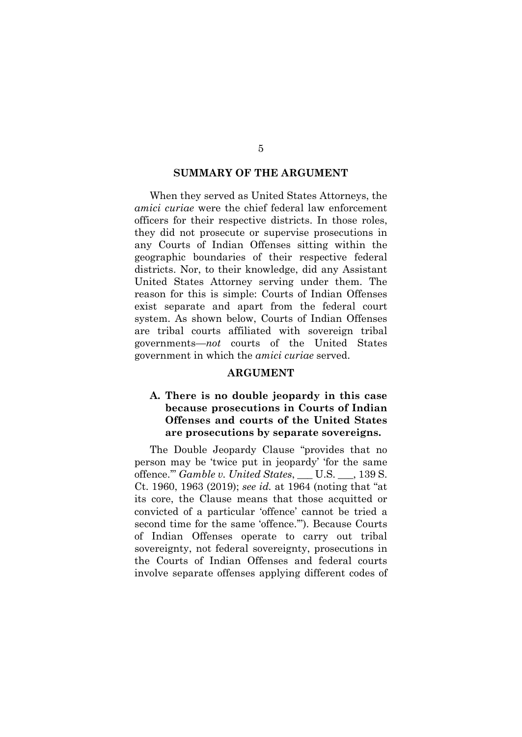## SUMMARY OF THE ARGUMENT

When they served as United States Attorneys, the *amici curiae* were the chief federal law enforcement officers for their respective districts. In those roles, they did not prosecute or supervise prosecutions in any Courts of Indian Offenses sitting within the geographic boundaries of their respective federal districts. Nor, to their knowledge, did any Assistant United States Attorney serving under them. The reason for this is simple: Courts of Indian Offenses exist separate and apart from the federal court system. As shown below, Courts of Indian Offenses are tribal courts affiliated with sovereign tribal governments—*not* courts of the United States government in which the *amici curiae* served.

## ARGUMENT

### A. There is no double jeopardy in this case because prosecutions in Courts of Indian Offenses and courts of the United States are prosecutions by separate sovereigns.

The Double Jeopardy Clause "provides that no person may be 'twice put in jeopardy' 'for the same offence.'" *Gamble v. United States*, ___ U.S. ___, 139 S. Ct. 1960, 1963 (2019); *see id.* at 1964 (noting that "at its core, the Clause means that those acquitted or convicted of a particular 'offence' cannot be tried a second time for the same 'offence.'"). Because Courts of Indian Offenses operate to carry out tribal sovereignty, not federal sovereignty, prosecutions in the Courts of Indian Offenses and federal courts involve separate offenses applying different codes of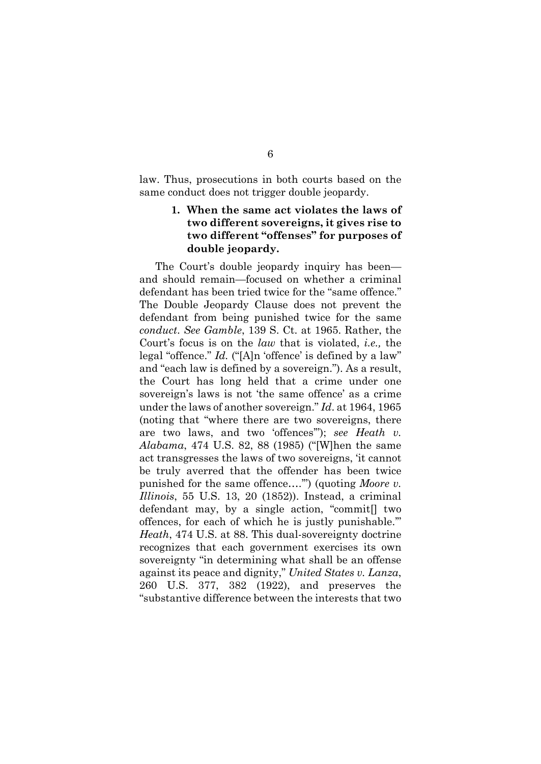law. Thus, prosecutions in both courts based on the same conduct does not trigger double jeopardy.

### 1. When the same act violates the laws of two different sovereigns, it gives rise to two different "offenses" for purposes of double jeopardy.

The Court's double jeopardy inquiry has been—and should remain—focused on whether a criminal defendant has been tried twice for the "same offence." The Double Jeopardy Clause does not prevent the defendant from being punished twice for the same *conduct*. *See Gamble*, 139 S. Ct. at 1965. Rather, the Court's focus is on the *law* that is violated, *i.e.,* the legal "offence." *Id.* ("[A]n 'offence' is defined by a law" and "each law is defined by a sovereign."). As a result, the Court has long held that a crime under one sovereign's laws is not 'the same offence' as a crime under the laws of another sovereign." *Id*. at 1964, 1965 (noting that "where there are two sovereigns, there are two laws, and two 'offences'"); *see Heath v. Alabama*, 474 U.S. 82, 88 (1985) ("[W]hen the same act transgresses the laws of two sovereigns, 'it cannot be truly averred that the offender has been twice punished for the same offence….'") (quoting *Moore v. Illinois*, 55 U.S. 13, 20 (1852)). Instead, a criminal defendant may, by a single action, "commit[] two offences, for each of which he is justly punishable.'" *Heath*, 474 U.S. at 88. This dual-sovereignty doctrine recognizes that each government exercises its own sovereignty "in determining what shall be an offense against its peace and dignity," *United States v. Lanza*, 260 U.S. 377, 382 (1922), and preserves the "substantive difference between the interests that two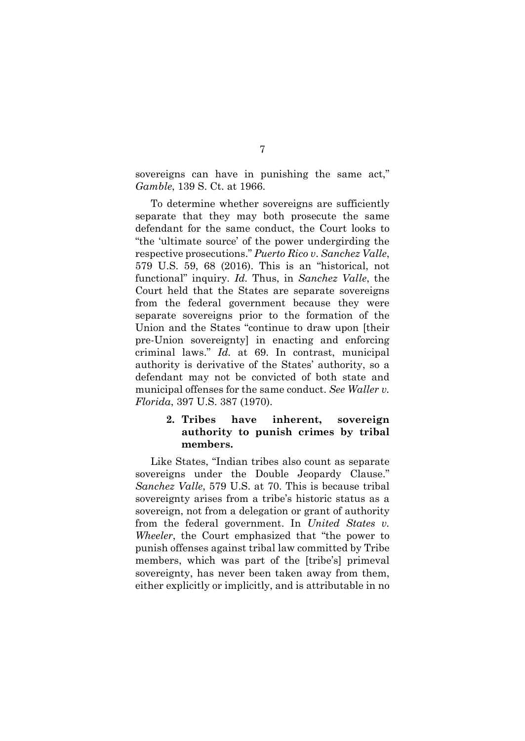sovereigns can have in punishing the same act," *Gamble*, 139 S. Ct. at 1966.

To determine whether sovereigns are sufficiently separate that they may both prosecute the same defendant for the same conduct, the Court looks to "the 'ultimate source' of the power undergirding the respective prosecutions." *Puerto Rico v. Sanchez Valle*, 579 U.S. 59, 68 (2016). This is an "historical, not functional" inquiry. *Id.* Thus, in *Sanchez Valle*, the Court held that the States are separate sovereigns from the federal government because they were separate sovereigns prior to the formation of the Union and the States "continue to draw upon [their pre-Union sovereignty] in enacting and enforcing criminal laws." *Id.* at 69. In contrast, municipal authority is derivative of the States' authority, so a defendant may not be convicted of both state and municipal offenses for the same conduct. *See Waller v. Florida*, 397 U.S. 387 (1970).

**2. Tribes have inherent, sovereign authority to punish crimes by tribal members.**

Like States, "Indian tribes also count as separate sovereigns under the Double Jeopardy Clause." *Sanchez Valle*, 579 U.S. at 70. This is because tribal sovereignty arises from a tribe's historic status as a sovereign, not from a delegation or grant of authority from the federal government. In *United States v. Wheeler*, the Court emphasized that "the power to punish offenses against tribal law committed by Tribe members, which was part of the [tribe's] primeval sovereignty, has never been taken away from them, either explicitly or implicitly, and is attributable in no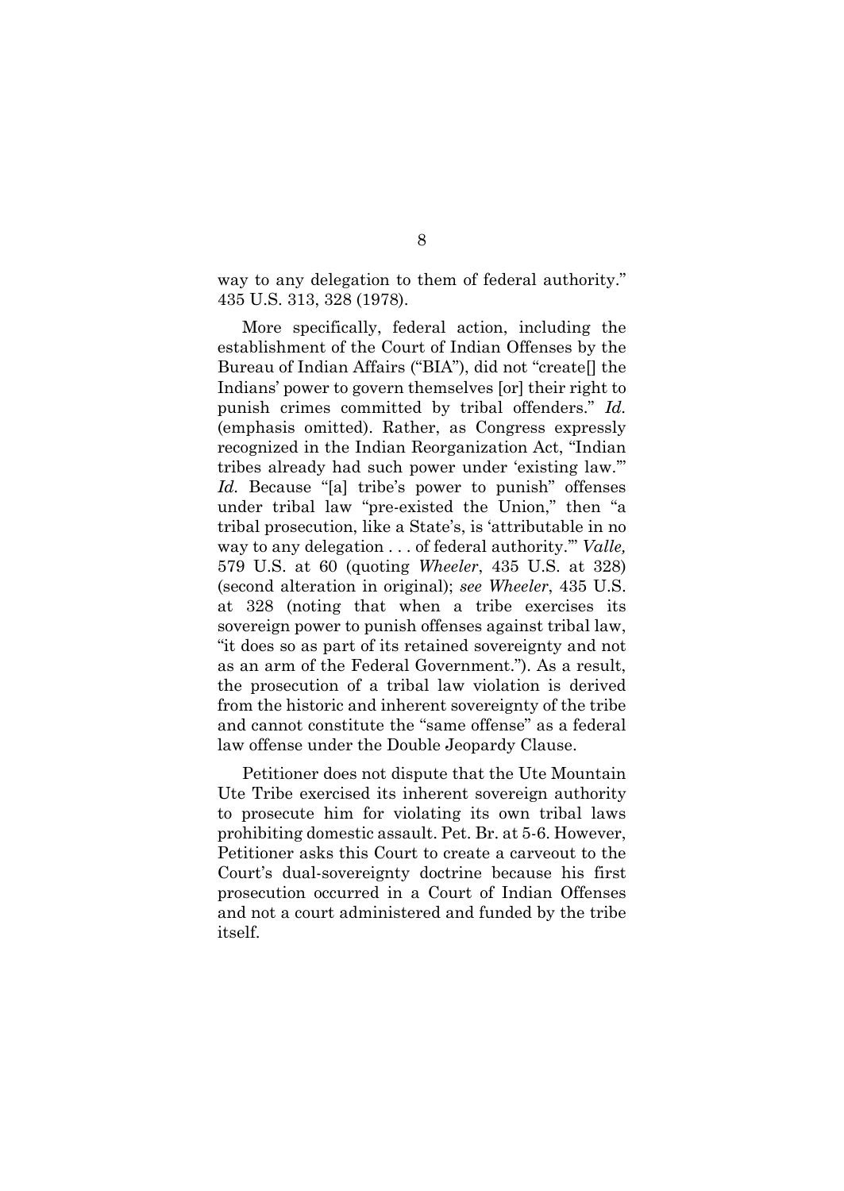way to any delegation to them of federal authority." 435 U.S. 313, 328 (1978).

More specifically, federal action, including the establishment of the Court of Indian Offenses by the Bureau of Indian Affairs ("BIA"), did not "create[] the Indians' power to govern themselves [or] their right to punish crimes committed by tribal offenders." *Id.* (emphasis omitted). Rather, as Congress expressly recognized in the Indian Reorganization Act, "Indian tribes already had such power under 'existing law.'" *Id.* Because "[a] tribe's power to punish" offenses under tribal law "pre-existed the Union," then "a tribal prosecution, like a State's, is 'attributable in no way to any delegation . . . of federal authority.'" *Valle,* 579 U.S. at 60 (quoting *Wheeler*, 435 U.S. at 328) (second alteration in original); *see Wheeler*, 435 U.S. at 328 (noting that when a tribe exercises its sovereign power to punish offenses against tribal law, "it does so as part of its retained sovereignty and not as an arm of the Federal Government."). As a result, the prosecution of a tribal law violation is derived from the historic and inherent sovereignty of the tribe and cannot constitute the "same offense" as a federal law offense under the Double Jeopardy Clause.

Petitioner does not dispute that the Ute Mountain Ute Tribe exercised its inherent sovereign authority to prosecute him for violating its own tribal laws prohibiting domestic assault. Pet. Br. at 5-6. However, Petitioner asks this Court to create a carveout to the Court's dual-sovereignty doctrine because his first prosecution occurred in a Court of Indian Offenses and not a court administered and funded by the tribe itself.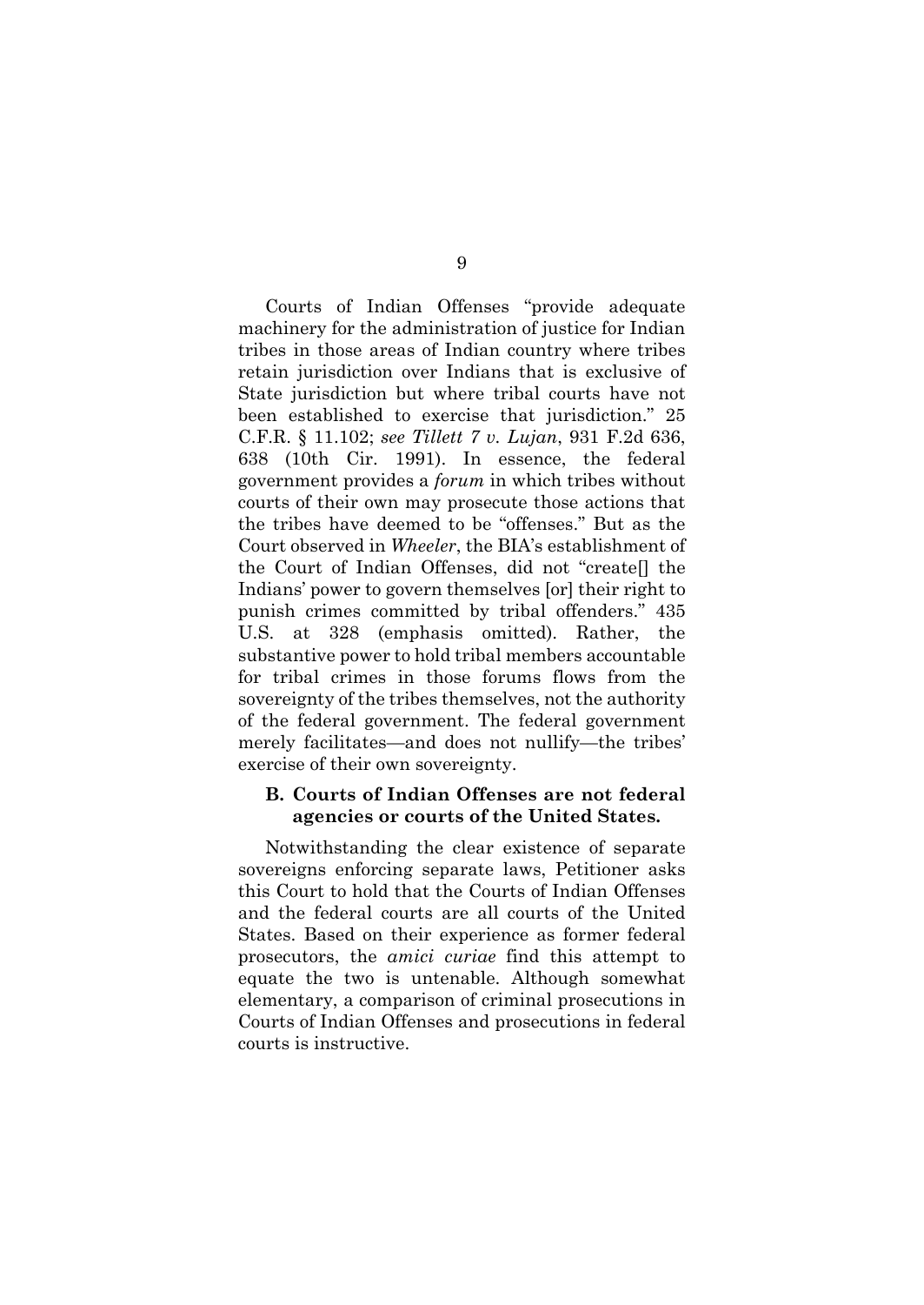Courts of Indian Offenses "provide adequate machinery for the administration of justice for Indian tribes in those areas of Indian country where tribes retain jurisdiction over Indians that is exclusive of State jurisdiction but where tribal courts have not been established to exercise that jurisdiction." 25 C.F.R. § 11.102; *see Tillett 7 v. Lujan*, 931 F.2d 636, 638 (10th Cir. 1991). In essence, the federal government provides a *forum* in which tribes without courts of their own may prosecute those actions that the tribes have deemed to be "offenses." But as the Court observed in *Wheeler*, the BIA's establishment of the Court of Indian Offenses, did not "create[] the Indians' power to govern themselves [or] their right to punish crimes committed by tribal offenders." 435 U.S. at 328 (emphasis omitted). Rather, the substantive power to hold tribal members accountable for tribal crimes in those forums flows from the sovereignty of the tribes themselves, not the authority of the federal government. The federal government merely facilitates—and does not nullify—the tribes' exercise of their own sovereignty.

### B. Courts of Indian Offenses are not federal agencies or courts of the United States.

Notwithstanding the clear existence of separate sovereigns enforcing separate laws, Petitioner asks this Court to hold that the Courts of Indian Offenses and the federal courts are all courts of the United States. Based on their experience as former federal prosecutors, the *amici curiae* find this attempt to equate the two is untenable. Although somewhat elementary, a comparison of criminal prosecutions in Courts of Indian Offenses and prosecutions in federal courts is instructive.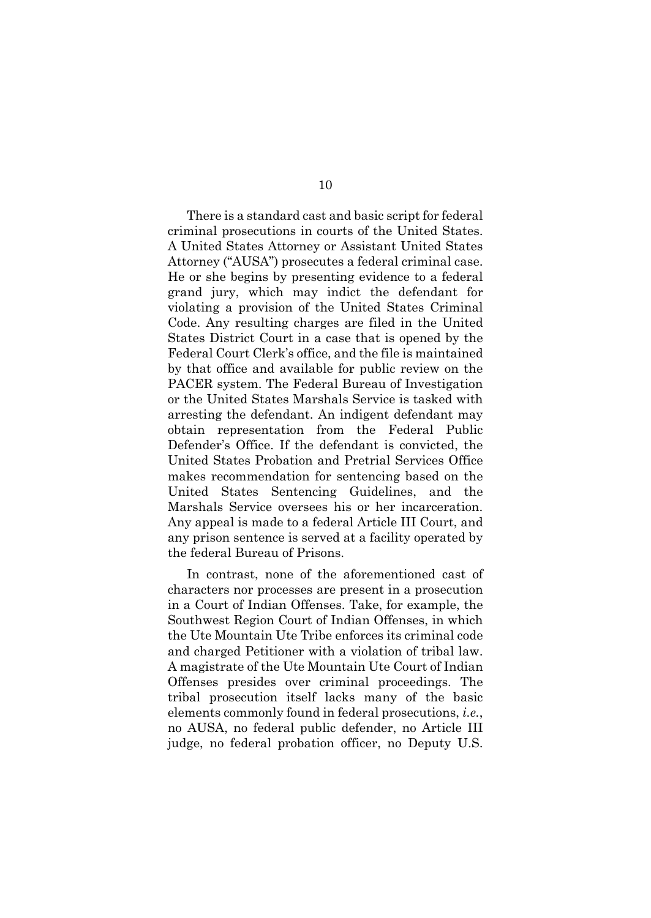There is a standard cast and basic script for federal criminal prosecutions in courts of the United States. A United States Attorney or Assistant United States Attorney ("AUSA") prosecutes a federal criminal case. He or she begins by presenting evidence to a federal grand jury, which may indict the defendant for violating a provision of the United States Criminal Code. Any resulting charges are filed in the United States District Court in a case that is opened by the Federal Court Clerk's office, and the file is maintained by that office and available for public review on the PACER system. The Federal Bureau of Investigation or the United States Marshals Service is tasked with arresting the defendant. An indigent defendant may obtain representation from the Federal Public Defender's Office. If the defendant is convicted, the United States Probation and Pretrial Services Office makes recommendation for sentencing based on the United States Sentencing Guidelines, and the Marshals Service oversees his or her incarceration. Any appeal is made to a federal Article III Court, and any prison sentence is served at a facility operated by the federal Bureau of Prisons.

In contrast, none of the aforementioned cast of characters nor processes are present in a prosecution in a Court of Indian Offenses. Take, for example, the Southwest Region Court of Indian Offenses, in which the Ute Mountain Ute Tribe enforces its criminal code and charged Petitioner with a violation of tribal law. A magistrate of the Ute Mountain Ute Court of Indian Offenses presides over criminal proceedings. The tribal prosecution itself lacks many of the basic elements commonly found in federal prosecutions, *i.e.*, no AUSA, no federal public defender, no Article III judge, no federal probation officer, no Deputy U.S.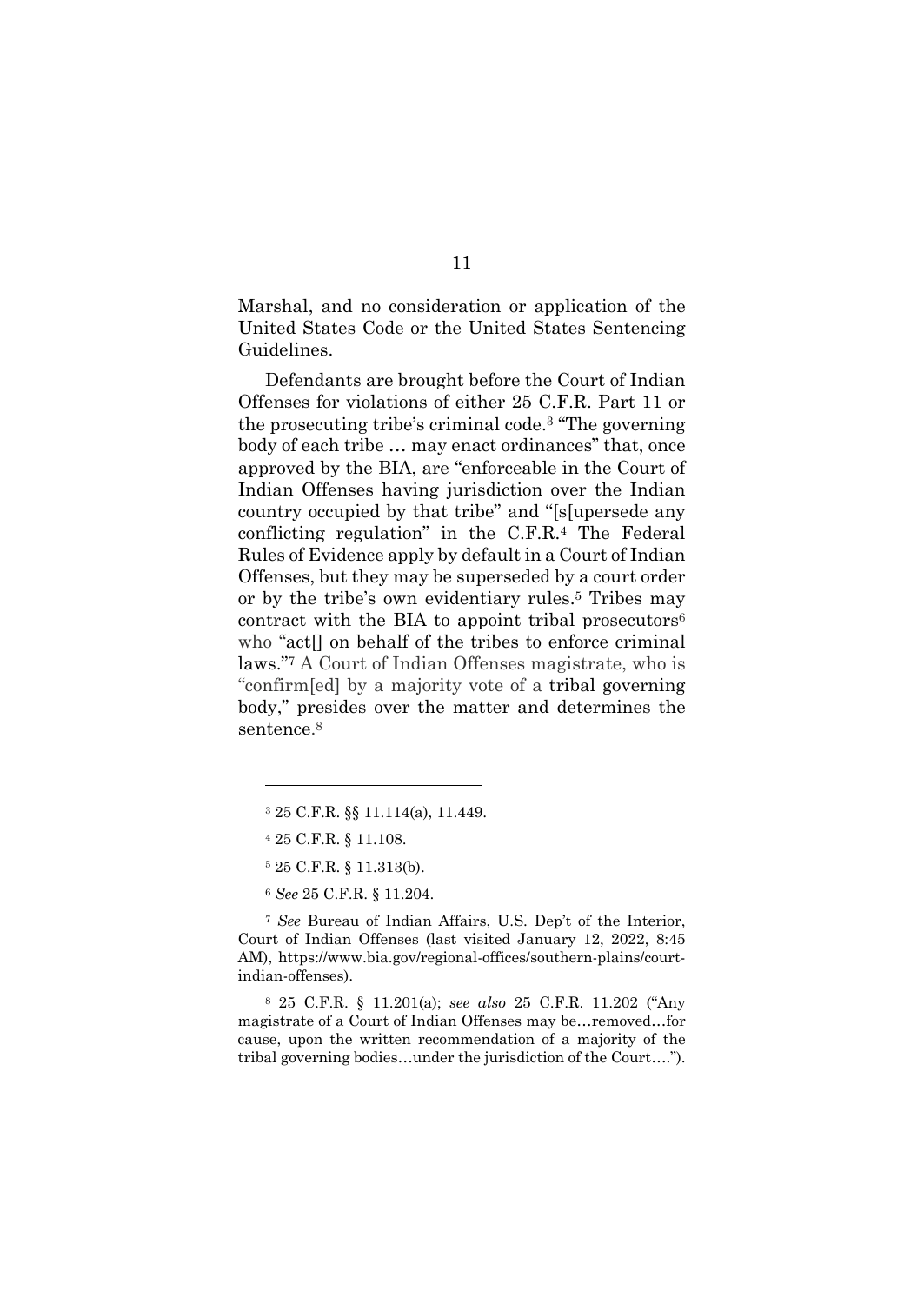Marshal, and no consideration or application of the United States Code or the United States Sentencing Guidelines.

Defendants are brought before the Court of Indian Offenses for violations of either 25 C.F.R. Part 11 or the prosecuting tribe's criminal code.[3] "The governing body of each tribe … may enact ordinances" that, once approved by the BIA, are "enforceable in the Court of Indian Offenses having jurisdiction over the Indian country occupied by that tribe" and "[s[upersede any conflicting regulation" in the C.F.R.[4] The Federal Rules of Evidence apply by default in a Court of Indian Offenses, but they may be superseded by a court order or by the tribe's own evidentiary rules.[5] Tribes may contract with the BIA to appoint tribal prosecutors[6] who "act[] on behalf of the tribes to enforce criminal laws."[7] A Court of Indian Offenses magistrate, who is "confirm[ed] by a majority vote of a tribal governing body," presides over the matter and determines the sentence.[8]

---

[3] 25 C.F.R. §§ 11.114(a), 11.449.

[4] 25 C.F.R. § 11.108.

[5] 25 C.F.R. § 11.313(b).

[6] *See* 25 C.F.R. § 11.204.

[7] *See* Bureau of Indian Affairs, U.S. Dep't of the Interior, Court of Indian Offenses (last visited January 12, 2022, 8:45 AM), https://www.bia.gov/regional-offices/southern-plains/court-indian-offenses).

[8] 25 C.F.R. § 11.201(a); *see also* 25 C.F.R. 11.202 ("Any magistrate of a Court of Indian Offenses may be…removed…for cause, upon the written recommendation of a majority of the tribal governing bodies…under the jurisdiction of the Court….").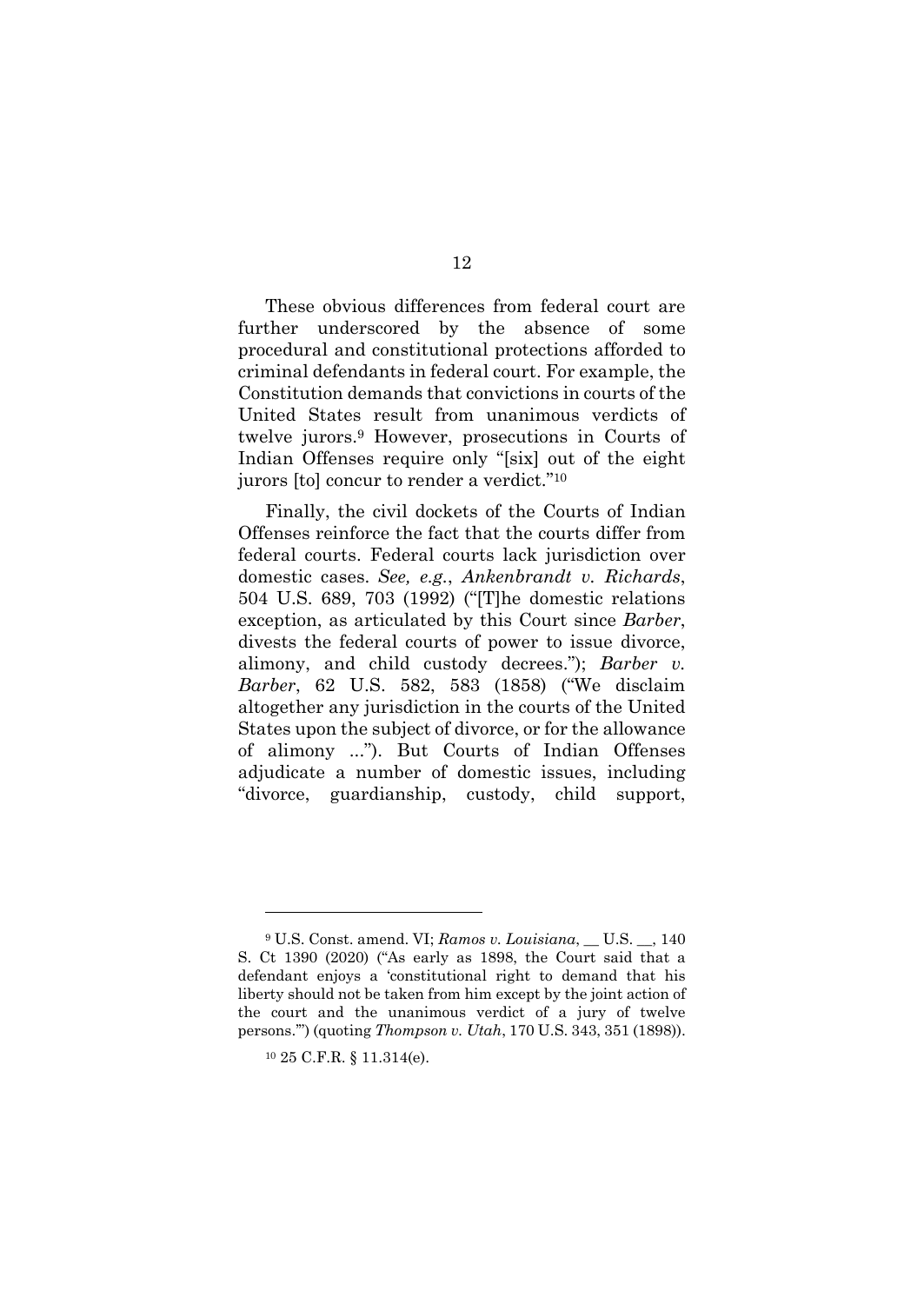These obvious differences from federal court are further underscored by the absence of some procedural and constitutional protections afforded to criminal defendants in federal court. For example, the Constitution demands that convictions in courts of the United States result from unanimous verdicts of twelve jurors.[9] However, prosecutions in Courts of Indian Offenses require only "[six] out of the eight jurors [to] concur to render a verdict."[10]

Finally, the civil dockets of the Courts of Indian Offenses reinforce the fact that the courts differ from federal courts. Federal courts lack jurisdiction over domestic cases. *See, e.g.*, *Ankenbrandt v. Richards*, 504 U.S. 689, 703 (1992) ("[T]he domestic relations exception, as articulated by this Court since *Barber*, divests the federal courts of power to issue divorce, alimony, and child custody decrees."); *Barber v. Barber*, 62 U.S. 582, 583 (1858) ("We disclaim altogether any jurisdiction in the courts of the United States upon the subject of divorce, or for the allowance of alimony ..."). But Courts of Indian Offenses adjudicate a number of domestic issues, including "divorce, guardianship, custody, child support,

---

[9] U.S. Const. amend. VI; *Ramos v. Louisiana*, __ U.S. __, 140 S. Ct 1390 (2020) ("As early as 1898, the Court said that a defendant enjoys a 'constitutional right to demand that his liberty should not be taken from him except by the joint action of the court and the unanimous verdict of a jury of twelve persons.'") (quoting *Thompson v. Utah*, 170 U.S. 343, 351 (1898)).

[10] 25 C.F.R. § 11.314(e).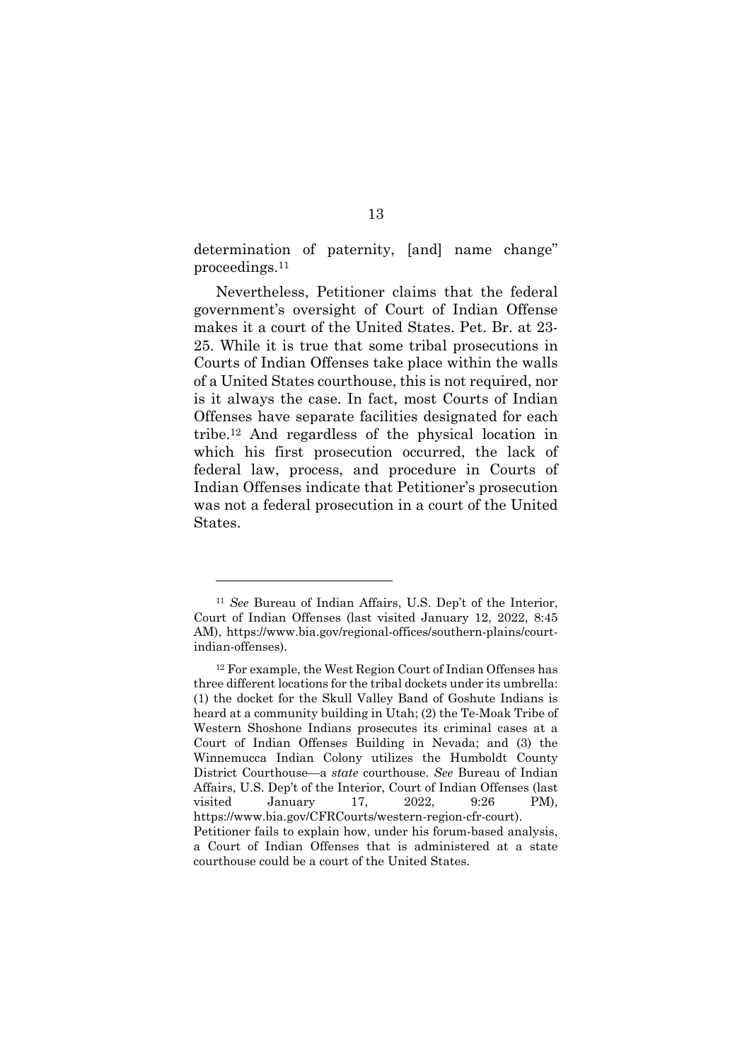determination of paternity, [and] name change" proceedings.[11]

Nevertheless, Petitioner claims that the federal government's oversight of Court of Indian Offense makes it a court of the United States. Pet. Br. at 23-25. While it is true that some tribal prosecutions in Courts of Indian Offenses take place within the walls of a United States courthouse, this is not required, nor is it always the case. In fact, most Courts of Indian Offenses have separate facilities designated for each tribe.[12] And regardless of the physical location in which his first prosecution occurred, the lack of federal law, process, and procedure in Courts of Indian Offenses indicate that Petitioner's prosecution was not a federal prosecution in a court of the United States.

---

[11] *See* Bureau of Indian Affairs, U.S. Dep't of the Interior, Court of Indian Offenses (last visited January 12, 2022, 8:45 AM), https://www.bia.gov/regional-offices/southern-plains/court-indian-offenses).

[12] For example, the West Region Court of Indian Offenses has three different locations for the tribal dockets under its umbrella: (1) the docket for the Skull Valley Band of Goshute Indians is heard at a community building in Utah; (2) the Te-Moak Tribe of Western Shoshone Indians prosecutes its criminal cases at a Court of Indian Offenses Building in Nevada; and (3) the Winnemucca Indian Colony utilizes the Humboldt County District Courthouse—a *state* courthouse. *See* Bureau of Indian Affairs, U.S. Dep't of the Interior, Court of Indian Offenses (last visited January 17, 2022, 9:26 PM), https://www.bia.gov/CFRCourts/western-region-cfr-court). Petitioner fails to explain how, under his forum-based analysis, a Court of Indian Offenses that is administered at a state courthouse could be a court of the United States.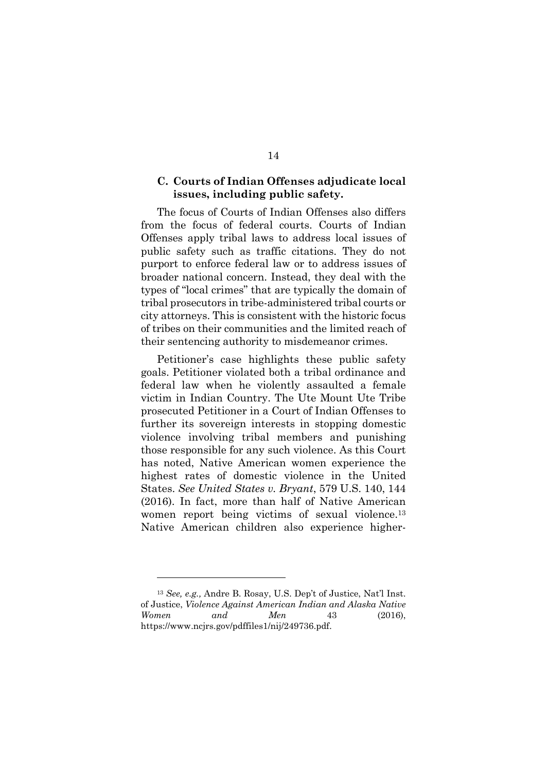### C. Courts of Indian Offenses adjudicate local issues, including public safety.

The focus of Courts of Indian Offenses also differs from the focus of federal courts. Courts of Indian Offenses apply tribal laws to address local issues of public safety such as traffic citations. They do not purport to enforce federal law or to address issues of broader national concern. Instead, they deal with the types of "local crimes" that are typically the domain of tribal prosecutors in tribe-administered tribal courts or city attorneys. This is consistent with the historic focus of tribes on their communities and the limited reach of their sentencing authority to misdemeanor crimes.

Petitioner's case highlights these public safety goals. Petitioner violated both a tribal ordinance and federal law when he violently assaulted a female victim in Indian Country. The Ute Mount Ute Tribe prosecuted Petitioner in a Court of Indian Offenses to further its sovereign interests in stopping domestic violence involving tribal members and punishing those responsible for any such violence. As this Court has noted, Native American women experience the highest rates of domestic violence in the United States. *See United States v. Bryant*, 579 U.S. 140, 144 (2016). In fact, more than half of Native American women report being victims of sexual violence.[13] Native American children also experience higher-

---

[13] *See, e.g.,* Andre B. Rosay, U.S. Dep't of Justice, Nat'l Inst. of Justice, *Violence Against American Indian and Alaska Native Women and Men* 43 (2016), https://www.ncjrs.gov/pdffiles1/nij/249736.pdf.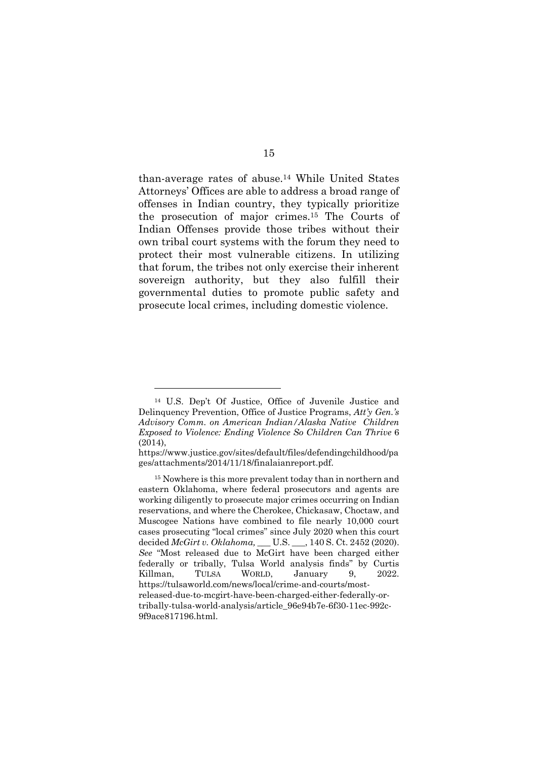than-average rates of abuse.[14] While United States Attorneys' Offices are able to address a broad range of offenses in Indian country, they typically prioritize the prosecution of major crimes.[15] The Courts of Indian Offenses provide those tribes without their own tribal court systems with the forum they need to protect their most vulnerable citizens. In utilizing that forum, the tribes not only exercise their inherent sovereign authority, but they also fulfill their governmental duties to promote public safety and prosecute local crimes, including domestic violence.

---

[14] U.S. Dep't Of Justice, Office of Juvenile Justice and Delinquency Prevention, Office of Justice Programs, *Att'y Gen.'s Advisory Comm. on American Indian/Alaska Native Children Exposed to Violence: Ending Violence So Children Can Thrive* 6 (2014), https://www.justice.gov/sites/default/files/defendingchildhood/pages/attachments/2014/11/18/finalaianreport.pdf.

[15] Nowhere is this more prevalent today than in northern and eastern Oklahoma, where federal prosecutors and agents are working diligently to prosecute major crimes occurring on Indian reservations, and where the Cherokee, Chickasaw, Choctaw, and Muscogee Nations have combined to file nearly 10,000 court cases prosecuting "local crimes" since July 2020 when this court decided *McGirt v. Oklahoma,* ___ U.S. ___, 140 S. Ct. 2452 (2020). *See* "Most released due to McGirt have been charged either federally or tribally, Tulsa World analysis finds" by Curtis Killman, TULSA WORLD, January 9, 2022. https://tulsaworld.com/news/local/crime-and-courts/most-released-due-to-mcgirt-have-been-charged-either-federally-or-tribally-tulsa-world-analysis/article_96e94b7e-6f30-11ec-992c-9f9ace817196.html.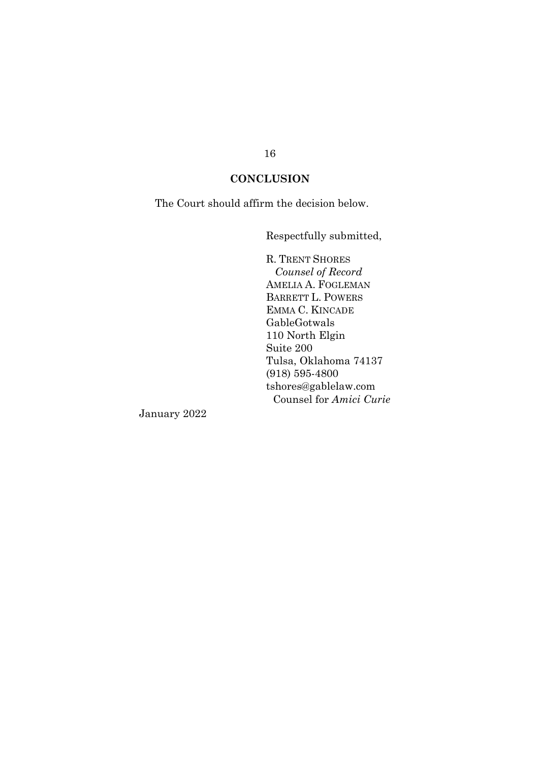## CONCLUSION

The Court should affirm the decision below.

Respectfully submitted,

R. TRENT SHORES
*Counsel of Record*
AMELIA A. FOGLEMAN
BARRETT L. POWERS
EMMA C. KINCADE
GableGotwals
110 North Elgin
Suite 200
Tulsa, Oklahoma 74137
(918) 595-4800
tshores@gablelaw.com
Counsel for *Amici Curie*

January 2022